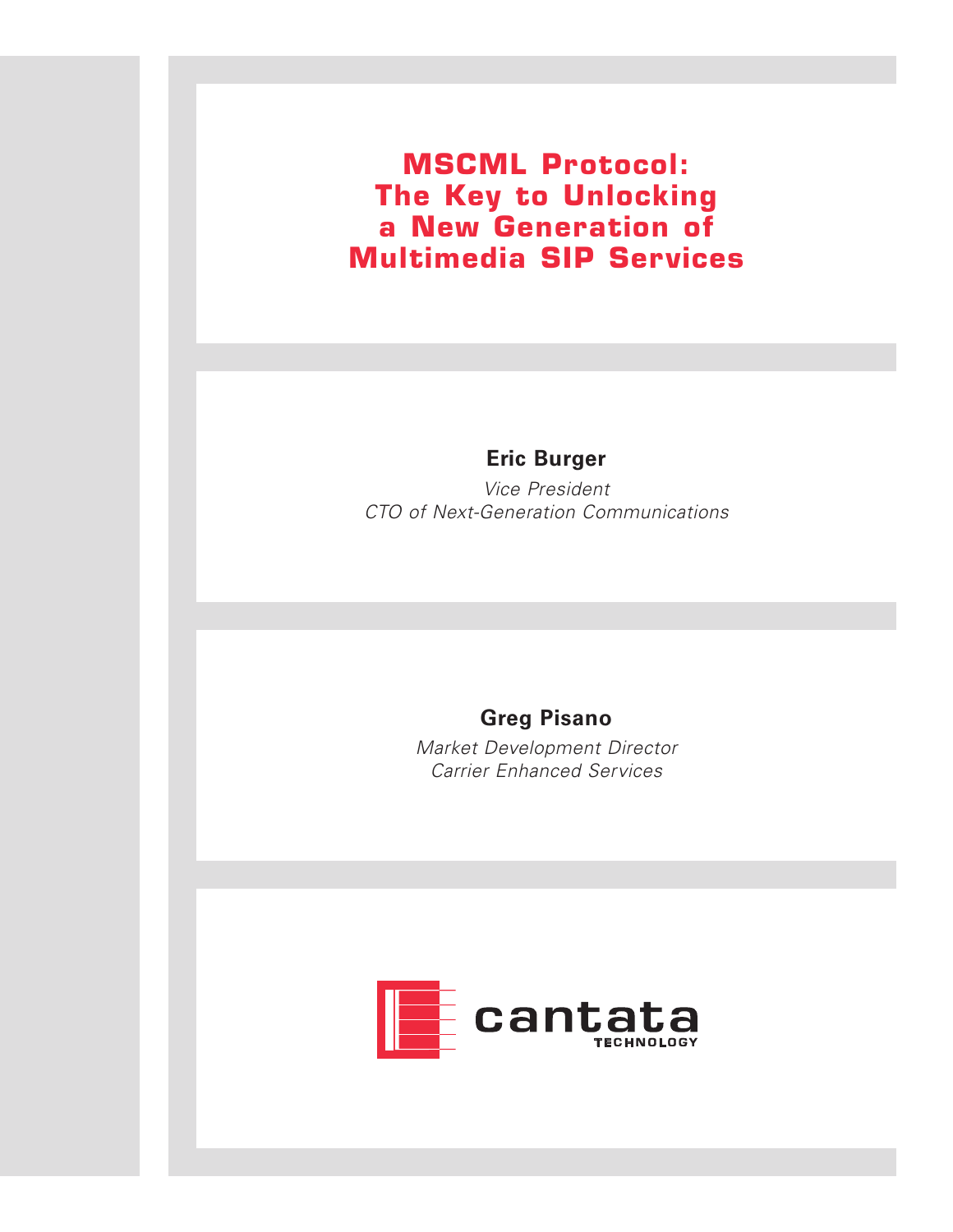# MSCML Protocol: The Key to Unlocking a New Generation of Multimedia SIP Services

**Eric Burger**

*Vice President*
*CTO of Next-Generation Communications*

**Greg Pisano**

*Market Development Director*
*Carrier Enhanced Services*

cantata
TECHNOLOGY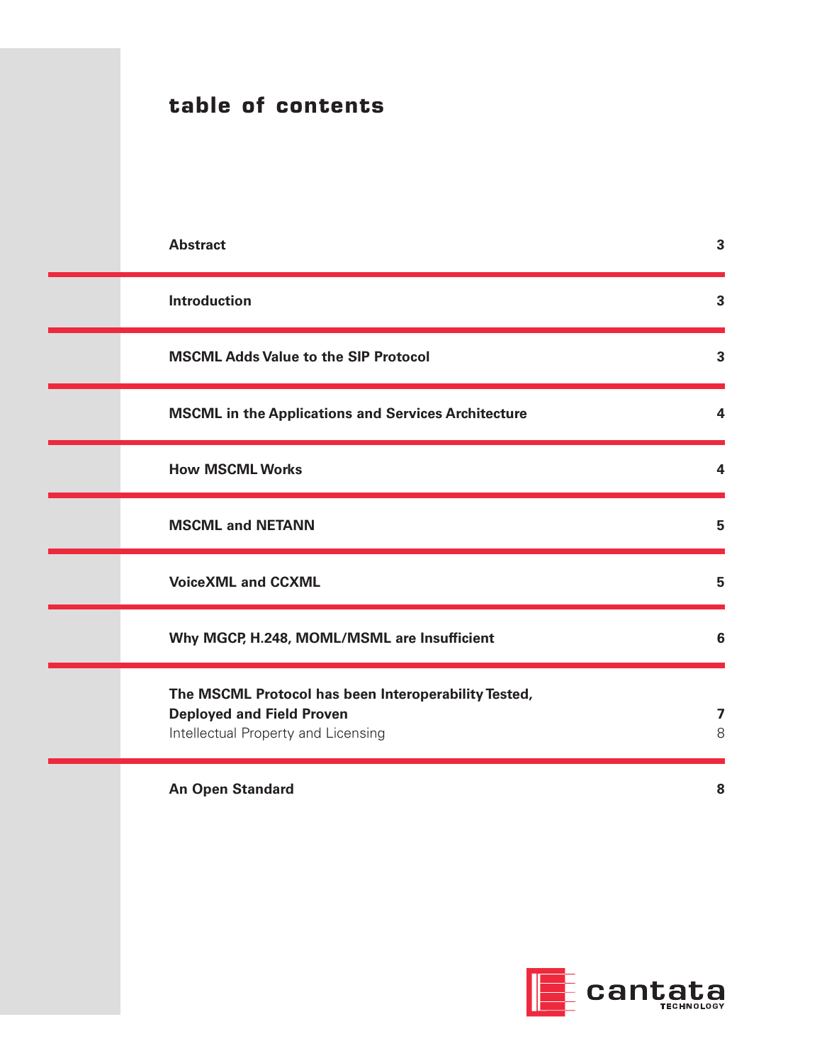# table of contents

| | |
|---|---|
| **Abstract** | **3** |
| **Introduction** | **3** |
| **MSCML Adds Value to the SIP Protocol** | **3** |
| **MSCML in the Applications and Services Architecture** | **4** |
| **How MSCML Works** | **4** |
| **MSCML and NETANN** | **5** |
| **VoiceXML and CCXML** | **5** |
| **Why MGCP, H.248, MOML/MSML are Insufficient** | **6** |
| **The MSCML Protocol has been Interoperability Tested, Deployed and Field Proven** | **7** |
| Intellectual Property and Licensing | 8 |
| **An Open Standard** | **8** |

cantata TECHNOLOGY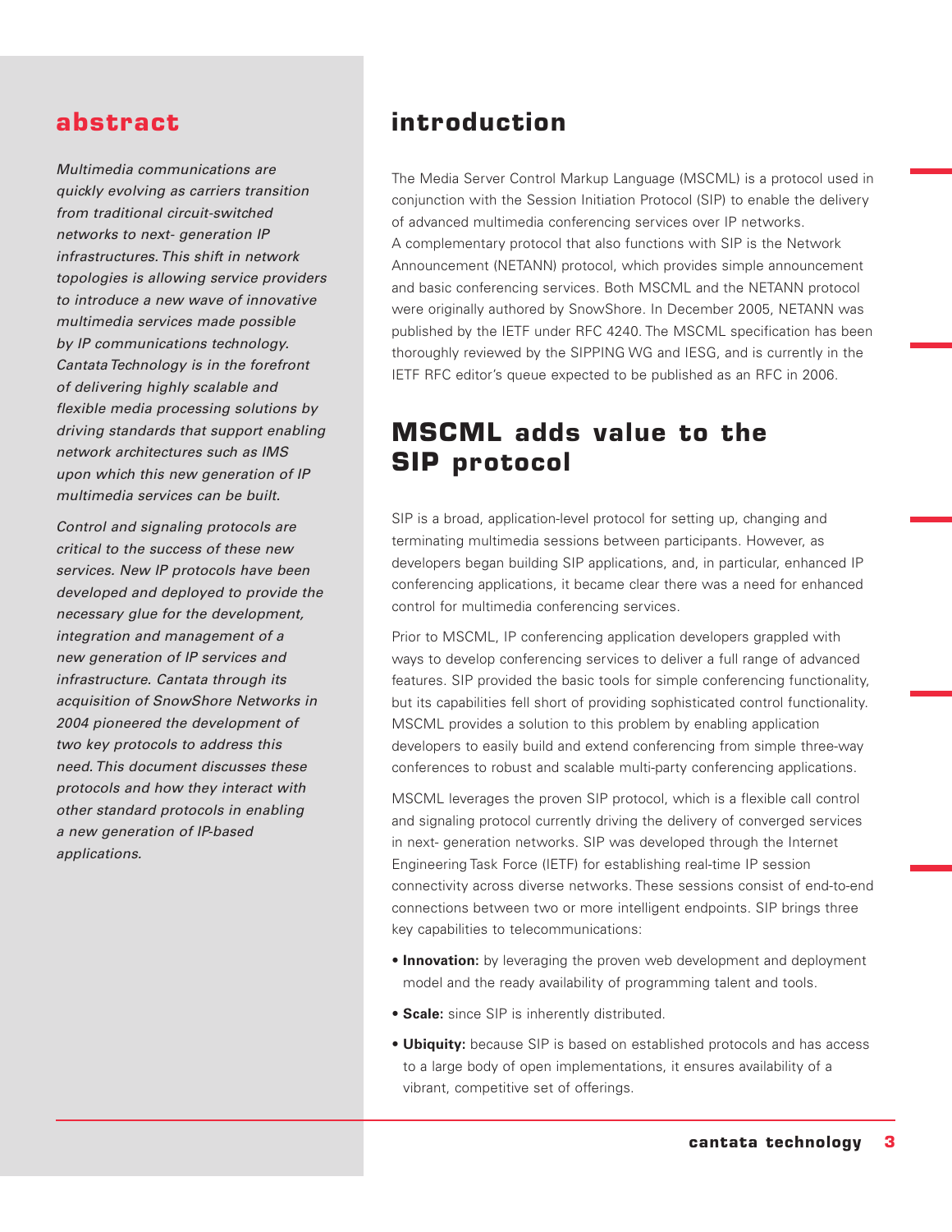## abstract

*Multimedia communications are quickly evolving as carriers transition from traditional circuit-switched networks to next- generation IP infrastructures. This shift in network topologies is allowing service providers to introduce a new wave of innovative multimedia services made possible by IP communications technology. Cantata Technology is in the forefront of delivering highly scalable and flexible media processing solutions by driving standards that support enabling network architectures such as IMS upon which this new generation of IP multimedia services can be built.*

*Control and signaling protocols are critical to the success of these new services. New IP protocols have been developed and deployed to provide the necessary glue for the development, integration and management of a new generation of IP services and infrastructure. Cantata through its acquisition of SnowShore Networks in 2004 pioneered the development of two key protocols to address this need. This document discusses these protocols and how they interact with other standard protocols in enabling a new generation of IP-based applications.*

## introduction

The Media Server Control Markup Language (MSCML) is a protocol used in conjunction with the Session Initiation Protocol (SIP) to enable the delivery of advanced multimedia conferencing services over IP networks. A complementary protocol that also functions with SIP is the Network Announcement (NETANN) protocol, which provides simple announcement and basic conferencing services. Both MSCML and the NETANN protocol were originally authored by SnowShore. In December 2005, NETANN was published by the IETF under RFC 4240. The MSCML specification has been thoroughly reviewed by the SIPPING WG and IESG, and is currently in the IETF RFC editor's queue expected to be published as an RFC in 2006.

## MSCML adds value to the SIP protocol

SIP is a broad, application-level protocol for setting up, changing and terminating multimedia sessions between participants. However, as developers began building SIP applications, and, in particular, enhanced IP conferencing applications, it became clear there was a need for enhanced control for multimedia conferencing services.

Prior to MSCML, IP conferencing application developers grappled with ways to develop conferencing services to deliver a full range of advanced features. SIP provided the basic tools for simple conferencing functionality, but its capabilities fell short of providing sophisticated control functionality. MSCML provides a solution to this problem by enabling application developers to easily build and extend conferencing from simple three-way conferences to robust and scalable multi-party conferencing applications.

MSCML leverages the proven SIP protocol, which is a flexible call control and signaling protocol currently driving the delivery of converged services in next- generation networks. SIP was developed through the Internet Engineering Task Force (IETF) for establishing real-time IP session connectivity across diverse networks. These sessions consist of end-to-end connections between two or more intelligent endpoints. SIP brings three key capabilities to telecommunications:

- **Innovation:** by leveraging the proven web development and deployment model and the ready availability of programming talent and tools.
- **Scale:** since SIP is inherently distributed.
- **Ubiquity:** because SIP is based on established protocols and has access to a large body of open implementations, it ensures availability of a vibrant, competitive set of offerings.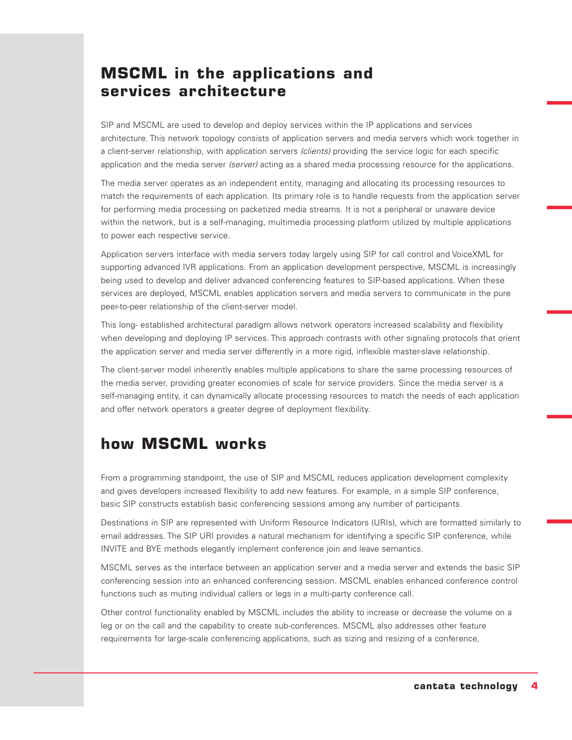## MSCML in the applications and services architecture

SIP and MSCML are used to develop and deploy services within the IP applications and services architecture. This network topology consists of application servers and media servers which work together in a client-server relationship, with application servers *(clients)* providing the service logic for each specific application and the media server *(server)* acting as a shared media processing resource for the applications.

The media server operates as an independent entity, managing and allocating its processing resources to match the requirements of each application. Its primary role is to handle requests from the application server for performing media processing on packetized media streams. It is not a peripheral or unaware device within the network, but is a self-managing, multimedia processing platform utilized by multiple applications to power each respective service.

Application servers interface with media servers today largely using SIP for call control and VoiceXML for supporting advanced IVR applications. From an application development perspective, MSCML is increasingly being used to develop and deliver advanced conferencing features to SIP-based applications. When these services are deployed, MSCML enables application servers and media servers to communicate in the pure peer-to-peer relationship of the client-server model.

This long- established architectural paradigm allows network operators increased scalability and flexibility when developing and deploying IP services. This approach contrasts with other signaling protocols that orient the application server and media server differently in a more rigid, inflexible master-slave relationship.

The client-server model inherently enables multiple applications to share the same processing resources of the media server, providing greater economies of scale for service providers. Since the media server is a self-managing entity, it can dynamically allocate processing resources to match the needs of each application and offer network operators a greater degree of deployment flexibility.

## how MSCML works

From a programming standpoint, the use of SIP and MSCML reduces application development complexity and gives developers increased flexibility to add new features. For example, in a simple SIP conference, basic SIP constructs establish basic conferencing sessions among any number of participants.

Destinations in SIP are represented with Uniform Resource Indicators (URIs), which are formatted similarly to email addresses. The SIP URI provides a natural mechanism for identifying a specific SIP conference, while INVITE and BYE methods elegantly implement conference join and leave semantics.

MSCML serves as the interface between an application server and a media server and extends the basic SIP conferencing session into an enhanced conferencing session. MSCML enables enhanced conference control functions such as muting individual callers or legs in a multi-party conference call.

Other control functionality enabled by MSCML includes the ability to increase or decrease the volume on a leg or on the call and the capability to create sub-conferences. MSCML also addresses other feature requirements for large-scale conferencing applications, such as sizing and resizing of a conference,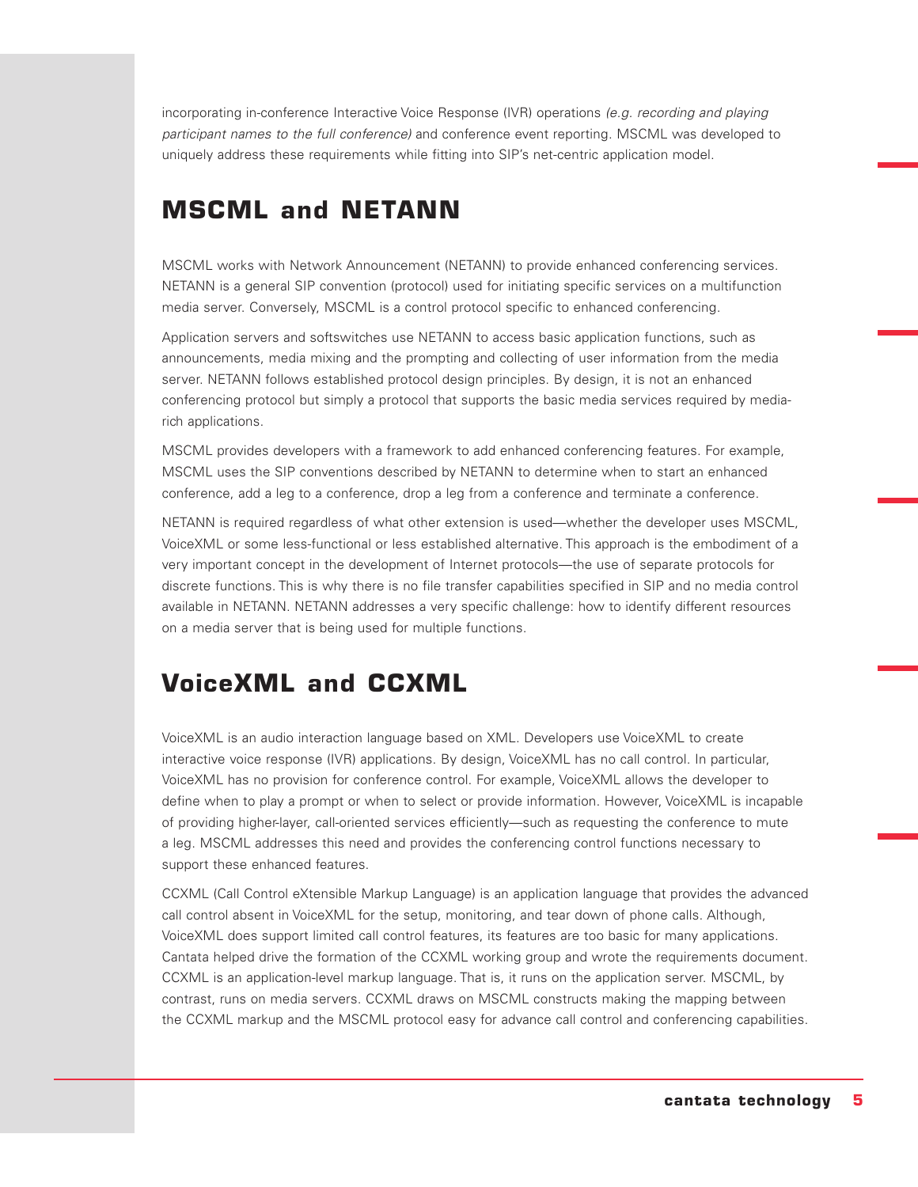incorporating in-conference Interactive Voice Response (IVR) operations *(e.g. recording and playing participant names to the full conference)* and conference event reporting. MSCML was developed to uniquely address these requirements while fitting into SIP's net-centric application model.

## MSCML and NETANN

MSCML works with Network Announcement (NETANN) to provide enhanced conferencing services. NETANN is a general SIP convention (protocol) used for initiating specific services on a multifunction media server. Conversely, MSCML is a control protocol specific to enhanced conferencing.

Application servers and softswitches use NETANN to access basic application functions, such as announcements, media mixing and the prompting and collecting of user information from the media server. NETANN follows established protocol design principles. By design, it is not an enhanced conferencing protocol but simply a protocol that supports the basic media services required by media-rich applications.

MSCML provides developers with a framework to add enhanced conferencing features. For example, MSCML uses the SIP conventions described by NETANN to determine when to start an enhanced conference, add a leg to a conference, drop a leg from a conference and terminate a conference.

NETANN is required regardless of what other extension is used—whether the developer uses MSCML, VoiceXML or some less-functional or less established alternative. This approach is the embodiment of a very important concept in the development of Internet protocols—the use of separate protocols for discrete functions. This is why there is no file transfer capabilities specified in SIP and no media control available in NETANN. NETANN addresses a very specific challenge: how to identify different resources on a media server that is being used for multiple functions.

## VoiceXML and CCXML

VoiceXML is an audio interaction language based on XML. Developers use VoiceXML to create interactive voice response (IVR) applications. By design, VoiceXML has no call control. In particular, VoiceXML has no provision for conference control. For example, VoiceXML allows the developer to define when to play a prompt or when to select or provide information. However, VoiceXML is incapable of providing higher-layer, call-oriented services efficiently—such as requesting the conference to mute a leg. MSCML addresses this need and provides the conferencing control functions necessary to support these enhanced features.

CCXML (Call Control eXtensible Markup Language) is an application language that provides the advanced call control absent in VoiceXML for the setup, monitoring, and tear down of phone calls. Although, VoiceXML does support limited call control features, its features are too basic for many applications. Cantata helped drive the formation of the CCXML working group and wrote the requirements document. CCXML is an application-level markup language. That is, it runs on the application server. MSCML, by contrast, runs on media servers. CCXML draws on MSCML constructs making the mapping between the CCXML markup and the MSCML protocol easy for advance call control and conferencing capabilities.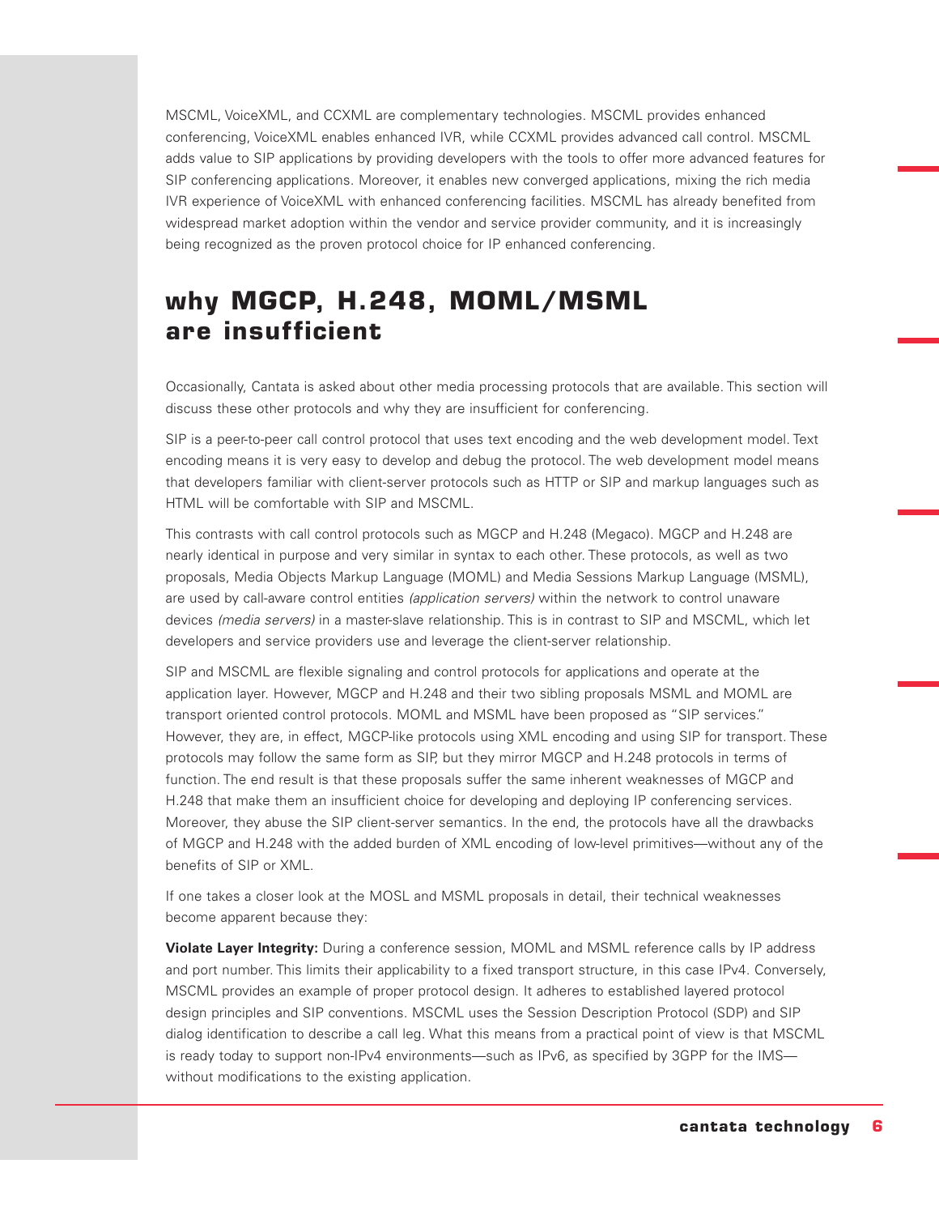MSCML, VoiceXML, and CCXML are complementary technologies. MSCML provides enhanced conferencing, VoiceXML enables enhanced IVR, while CCXML provides advanced call control. MSCML adds value to SIP applications by providing developers with the tools to offer more advanced features for SIP conferencing applications. Moreover, it enables new converged applications, mixing the rich media IVR experience of VoiceXML with enhanced conferencing facilities. MSCML has already benefited from widespread market adoption within the vendor and service provider community, and it is increasingly being recognized as the proven protocol choice for IP enhanced conferencing.

## why MGCP, H.248, MOML/MSML are insufficient

Occasionally, Cantata is asked about other media processing protocols that are available. This section will discuss these other protocols and why they are insufficient for conferencing.

SIP is a peer-to-peer call control protocol that uses text encoding and the web development model. Text encoding means it is very easy to develop and debug the protocol. The web development model means that developers familiar with client-server protocols such as HTTP or SIP and markup languages such as HTML will be comfortable with SIP and MSCML.

This contrasts with call control protocols such as MGCP and H.248 (Megaco). MGCP and H.248 are nearly identical in purpose and very similar in syntax to each other. These protocols, as well as two proposals, Media Objects Markup Language (MOML) and Media Sessions Markup Language (MSML), are used by call-aware control entities *(application servers)* within the network to control unaware devices *(media servers)* in a master-slave relationship. This is in contrast to SIP and MSCML, which let developers and service providers use and leverage the client-server relationship.

SIP and MSCML are flexible signaling and control protocols for applications and operate at the application layer. However, MGCP and H.248 and their two sibling proposals MSML and MOML are transport oriented control protocols. MOML and MSML have been proposed as "SIP services." However, they are, in effect, MGCP-like protocols using XML encoding and using SIP for transport. These protocols may follow the same form as SIP, but they mirror MGCP and H.248 protocols in terms of function. The end result is that these proposals suffer the same inherent weaknesses of MGCP and H.248 that make them an insufficient choice for developing and deploying IP conferencing services. Moreover, they abuse the SIP client-server semantics. In the end, the protocols have all the drawbacks of MGCP and H.248 with the added burden of XML encoding of low-level primitives—without any of the benefits of SIP or XML.

If one takes a closer look at the MOSL and MSML proposals in detail, their technical weaknesses become apparent because they:

**Violate Layer Integrity:** During a conference session, MOML and MSML reference calls by IP address and port number. This limits their applicability to a fixed transport structure, in this case IPv4. Conversely, MSCML provides an example of proper protocol design. It adheres to established layered protocol design principles and SIP conventions. MSCML uses the Session Description Protocol (SDP) and SIP dialog identification to describe a call leg. What this means from a practical point of view is that MSCML is ready today to support non-IPv4 environments—such as IPv6, as specified by 3GPP for the IMS—without modifications to the existing application.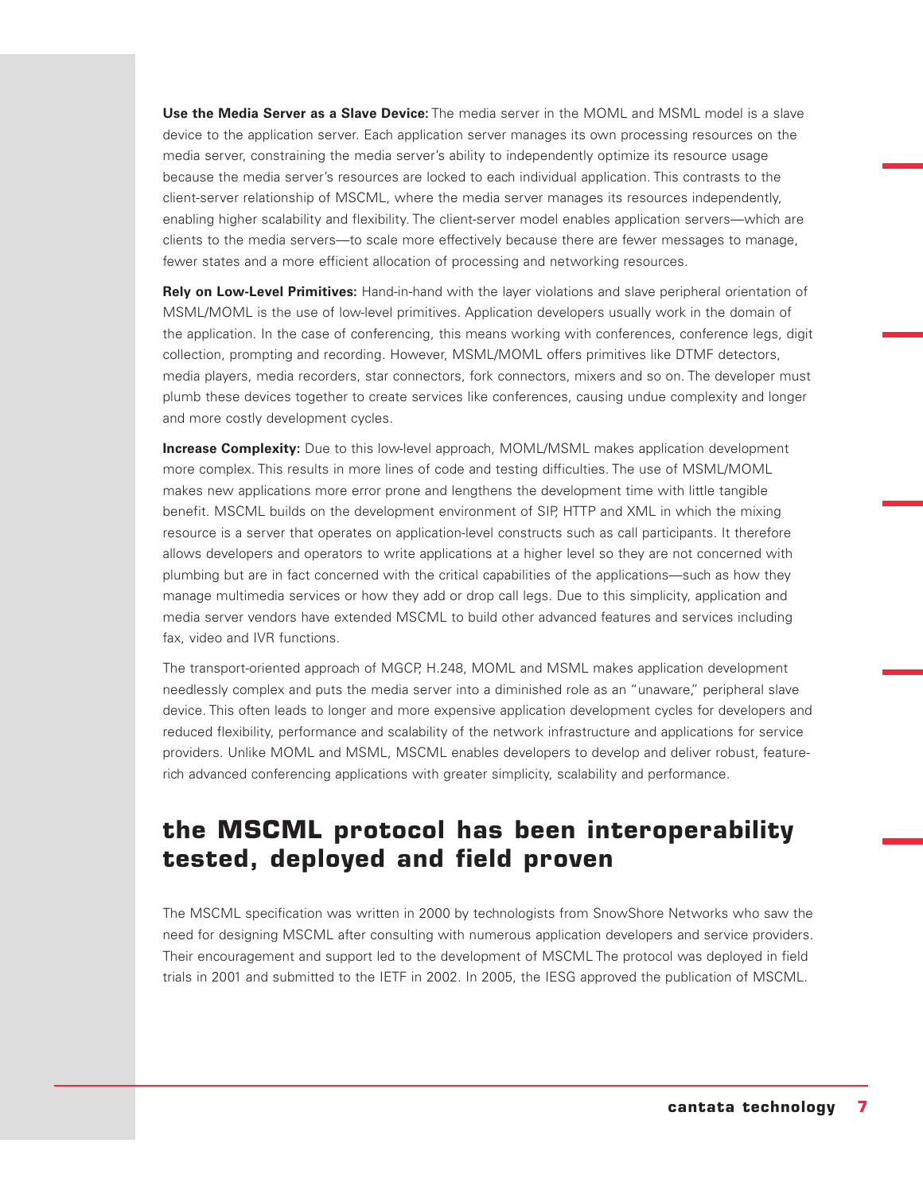**Use the Media Server as a Slave Device:** The media server in the MOML and MSML model is a slave device to the application server. Each application server manages its own processing resources on the media server, constraining the media server's ability to independently optimize its resource usage because the media server's resources are locked to each individual application. This contrasts to the client-server relationship of MSCML, where the media server manages its resources independently, enabling higher scalability and flexibility. The client-server model enables application servers—which are clients to the media servers—to scale more effectively because there are fewer messages to manage, fewer states and a more efficient allocation of processing and networking resources.

**Rely on Low-Level Primitives:** Hand-in-hand with the layer violations and slave peripheral orientation of MSML/MOML is the use of low-level primitives. Application developers usually work in the domain of the application. In the case of conferencing, this means working with conferences, conference legs, digit collection, prompting and recording. However, MSML/MOML offers primitives like DTMF detectors, media players, media recorders, star connectors, fork connectors, mixers and so on. The developer must plumb these devices together to create services like conferences, causing undue complexity and longer and more costly development cycles.

**Increase Complexity:** Due to this low-level approach, MOML/MSML makes application development more complex. This results in more lines of code and testing difficulties. The use of MSML/MOML makes new applications more error prone and lengthens the development time with little tangible benefit. MSCML builds on the development environment of SIP, HTTP and XML in which the mixing resource is a server that operates on application-level constructs such as call participants. It therefore allows developers and operators to write applications at a higher level so they are not concerned with plumbing but are in fact concerned with the critical capabilities of the applications—such as how they manage multimedia services or how they add or drop call legs. Due to this simplicity, application and media server vendors have extended MSCML to build other advanced features and services including fax, video and IVR functions.

The transport-oriented approach of MGCP, H.248, MOML and MSML makes application development needlessly complex and puts the media server into a diminished role as an "unaware," peripheral slave device. This often leads to longer and more expensive application development cycles for developers and reduced flexibility, performance and scalability of the network infrastructure and applications for service providers. Unlike MOML and MSML, MSCML enables developers to develop and deliver robust, feature-rich advanced conferencing applications with greater simplicity, scalability and performance.

## the MSCML protocol has been interoperability tested, deployed and field proven

The MSCML specification was written in 2000 by technologists from SnowShore Networks who saw the need for designing MSCML after consulting with numerous application developers and service providers. Their encouragement and support led to the development of MSCML The protocol was deployed in field trials in 2001 and submitted to the IETF in 2002. In 2005, the IESG approved the publication of MSCML.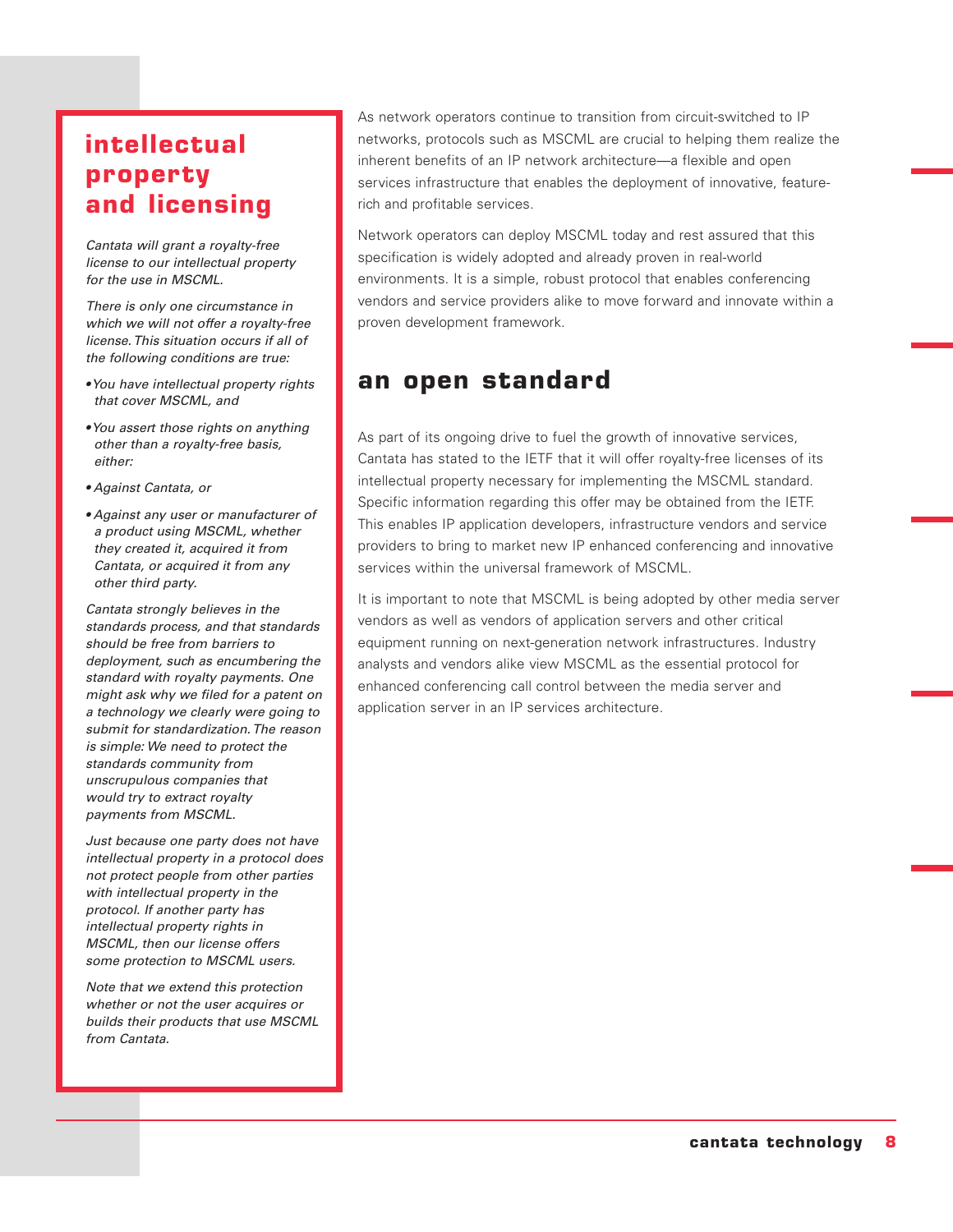## intellectual property and licensing

*Cantata will grant a royalty-free license to our intellectual property for the use in MSCML.*

*There is only one circumstance in which we will not offer a royalty-free license. This situation occurs if all of the following conditions are true:*

- *You have intellectual property rights that cover MSCML, and*
- *You assert those rights on anything other than a royalty-free basis, either:*
- *Against Cantata, or*
- *Against any user or manufacturer of a product using MSCML, whether they created it, acquired it from Cantata, or acquired it from any other third party.*

*Cantata strongly believes in the standards process, and that standards should be free from barriers to deployment, such as encumbering the standard with royalty payments. One might ask why we filed for a patent on a technology we clearly were going to submit for standardization. The reason is simple: We need to protect the standards community from unscrupulous companies that would try to extract royalty payments from MSCML.*

*Just because one party does not have intellectual property in a protocol does not protect people from other parties with intellectual property in the protocol. If another party has intellectual property rights in MSCML, then our license offers some protection to MSCML users.*

*Note that we extend this protection whether or not the user acquires or builds their products that use MSCML from Cantata.*

As network operators continue to transition from circuit-switched to IP networks, protocols such as MSCML are crucial to helping them realize the inherent benefits of an IP network architecture—a flexible and open services infrastructure that enables the deployment of innovative, feature-rich and profitable services.

Network operators can deploy MSCML today and rest assured that this specification is widely adopted and already proven in real-world environments. It is a simple, robust protocol that enables conferencing vendors and service providers alike to move forward and innovate within a proven development framework.

## an open standard

As part of its ongoing drive to fuel the growth of innovative services, Cantata has stated to the IETF that it will offer royalty-free licenses of its intellectual property necessary for implementing the MSCML standard. Specific information regarding this offer may be obtained from the IETF. This enables IP application developers, infrastructure vendors and service providers to bring to market new IP enhanced conferencing and innovative services within the universal framework of MSCML.

It is important to note that MSCML is being adopted by other media server vendors as well as vendors of application servers and other critical equipment running on next-generation network infrastructures. Industry analysts and vendors alike view MSCML as the essential protocol for enhanced conferencing call control between the media server and application server in an IP services architecture.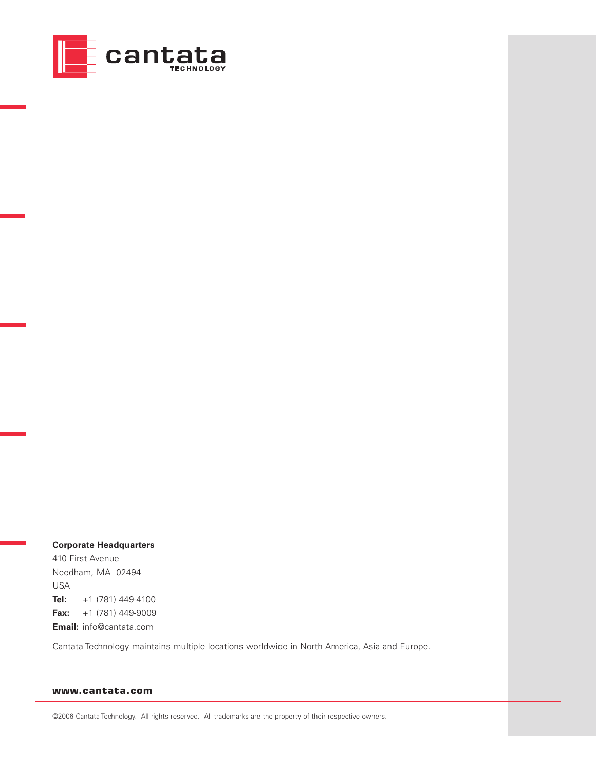cantata TECHNOLOGY

**Corporate Headquarters**
410 First Avenue
Needham, MA 02494
USA
**Tel:** +1 (781) 449-4100
**Fax:** +1 (781) 449-9009
**Email:** info@cantata.com

Cantata Technology maintains multiple locations worldwide in North America, Asia and Europe.

**www.cantata.com**

©2006 Cantata Technology. All rights reserved. All trademarks are the property of their respective owners.